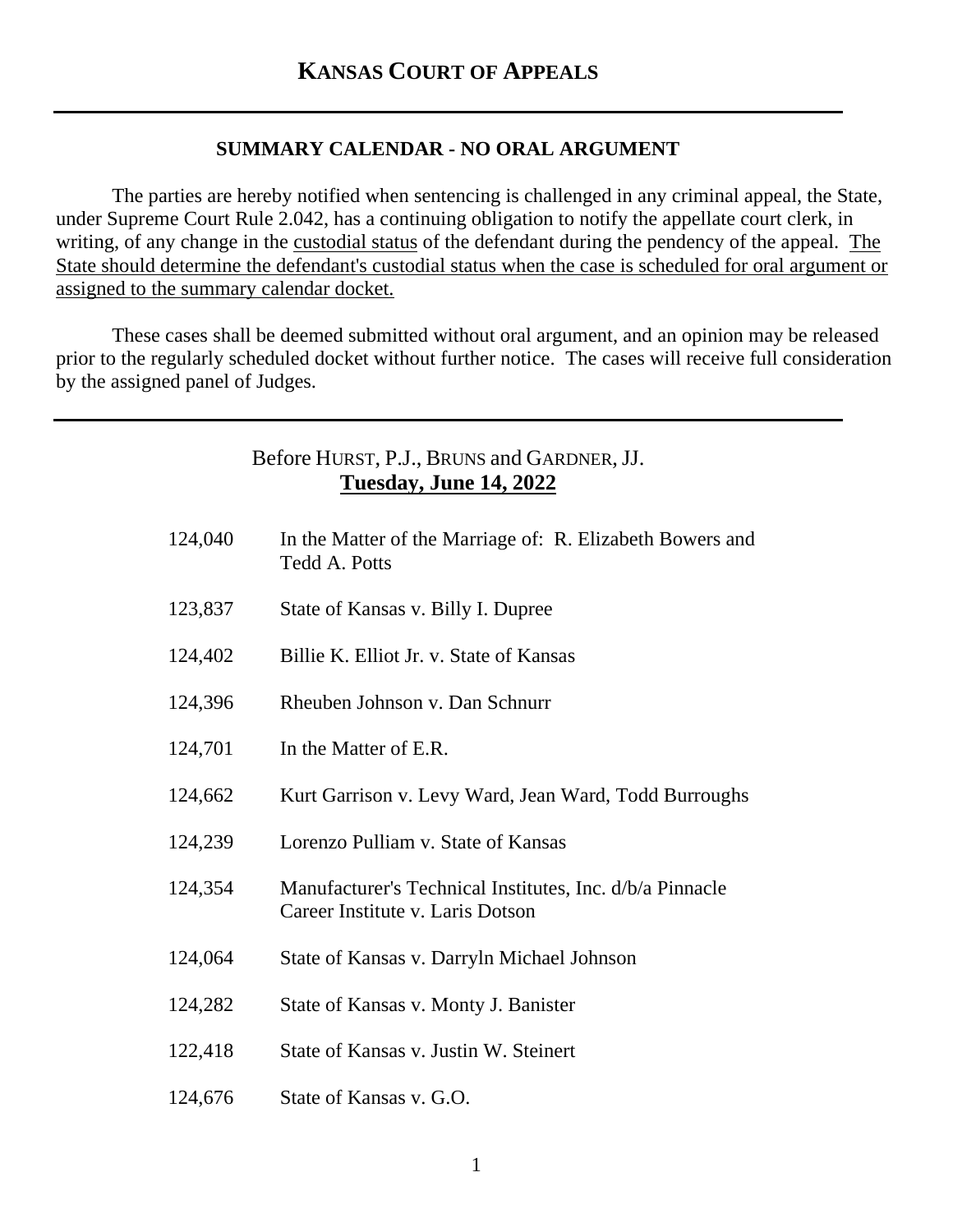# KANSAS COURT OF APPEALS

---

**SUMMARY CALENDAR - NO ORAL ARGUMENT**

The parties are hereby notified when sentencing is challenged in any criminal appeal, the State, under Supreme Court Rule 2.042, has a continuing obligation to notify the appellate court clerk, in writing, of any change in the custodial status of the defendant during the pendency of the appeal. The State should determine the defendant's custodial status when the case is scheduled for oral argument or assigned to the summary calendar docket.

These cases shall be deemed submitted without oral argument, and an opinion may be released prior to the regularly scheduled docket without further notice. The cases will receive full consideration by the assigned panel of Judges.

---

Before HURST, P.J., BRUNS and GARDNER, JJ.
**Tuesday, June 14, 2022**

| | |
|---|---|
| 124,040 | In the Matter of the Marriage of: R. Elizabeth Bowers and Tedd A. Potts |
| 123,837 | State of Kansas v. Billy I. Dupree |
| 124,402 | Billie K. Elliot Jr. v. State of Kansas |
| 124,396 | Rheuben Johnson v. Dan Schnurr |
| 124,701 | In the Matter of E.R. |
| 124,662 | Kurt Garrison v. Levy Ward, Jean Ward, Todd Burroughs |
| 124,239 | Lorenzo Pulliam v. State of Kansas |
| 124,354 | Manufacturer's Technical Institutes, Inc. d/b/a Pinnacle Career Institute v. Laris Dotson |
| 124,064 | State of Kansas v. Darryln Michael Johnson |
| 124,282 | State of Kansas v. Monty J. Banister |
| 122,418 | State of Kansas v. Justin W. Steinert |
| 124,676 | State of Kansas v. G.O. |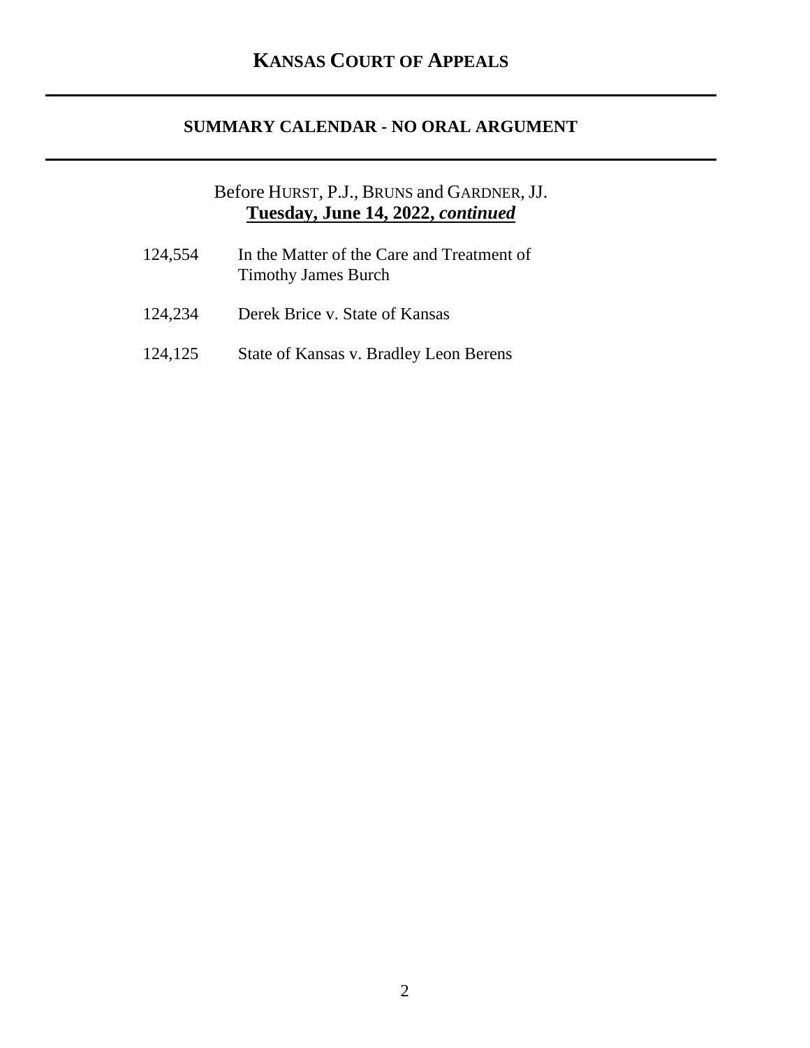# KANSAS COURT OF APPEALS

## SUMMARY CALENDAR - NO ORAL ARGUMENT

Before HURST, P.J., BRUNS and GARDNER, JJ.
**Tuesday, June 14, 2022, *continued***

| | |
|---|---|
| 124,554 | In the Matter of the Care and Treatment of Timothy James Burch |
| 124,234 | Derek Brice v. State of Kansas |
| 124,125 | State of Kansas v. Bradley Leon Berens |